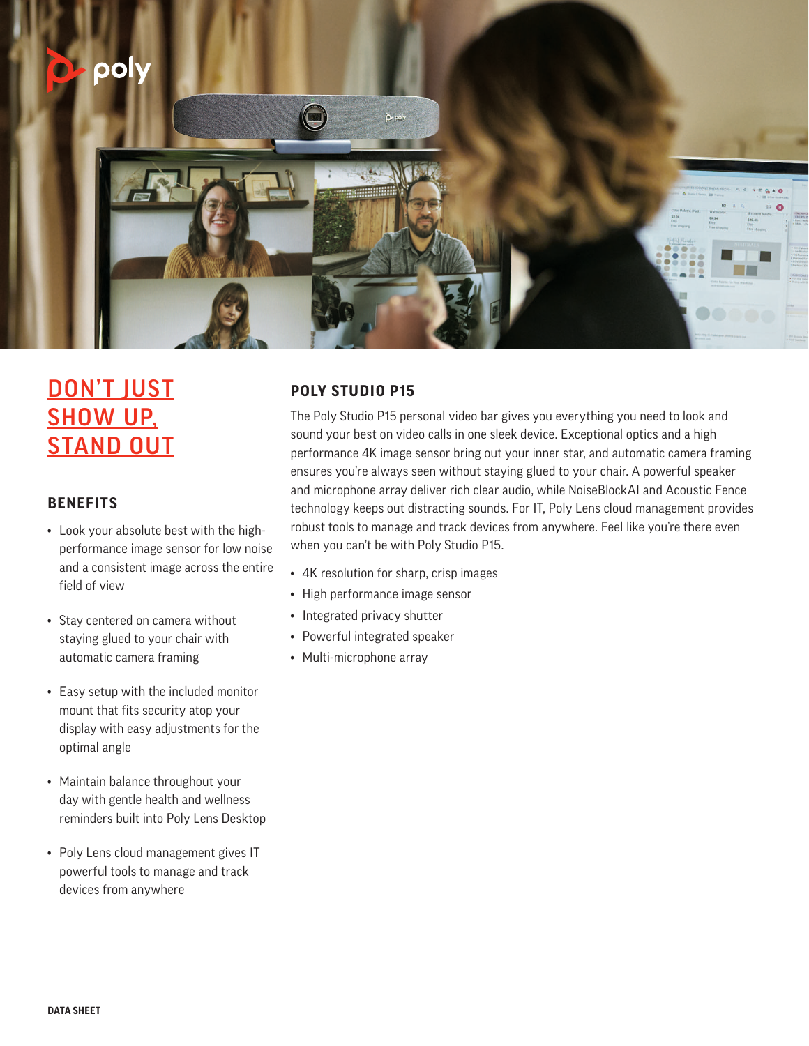# DON'T JUST SHOW UP, STAND OUT

## BENEFITS

- Look your absolute best with the high-performance image sensor for low noise and a consistent image across the entire field of view
- Stay centered on camera without staying glued to your chair with automatic camera framing
- Easy setup with the included monitor mount that fits security atop your display with easy adjustments for the optimal angle
- Maintain balance throughout your day with gentle health and wellness reminders built into Poly Lens Desktop
- Poly Lens cloud management gives IT powerful tools to manage and track devices from anywhere

## POLY STUDIO P15

The Poly Studio P15 personal video bar gives you everything you need to look and sound your best on video calls in one sleek device. Exceptional optics and a high performance 4K image sensor bring out your inner star, and automatic camera framing ensures you're always seen without staying glued to your chair. A powerful speaker and microphone array deliver rich clear audio, while NoiseBlockAI and Acoustic Fence technology keeps out distracting sounds. For IT, Poly Lens cloud management provides robust tools to manage and track devices from anywhere. Feel like you're there even when you can't be with Poly Studio P15.

- 4K resolution for sharp, crisp images
- High performance image sensor
- Integrated privacy shutter
- Powerful integrated speaker
- Multi-microphone array

DATA SHEET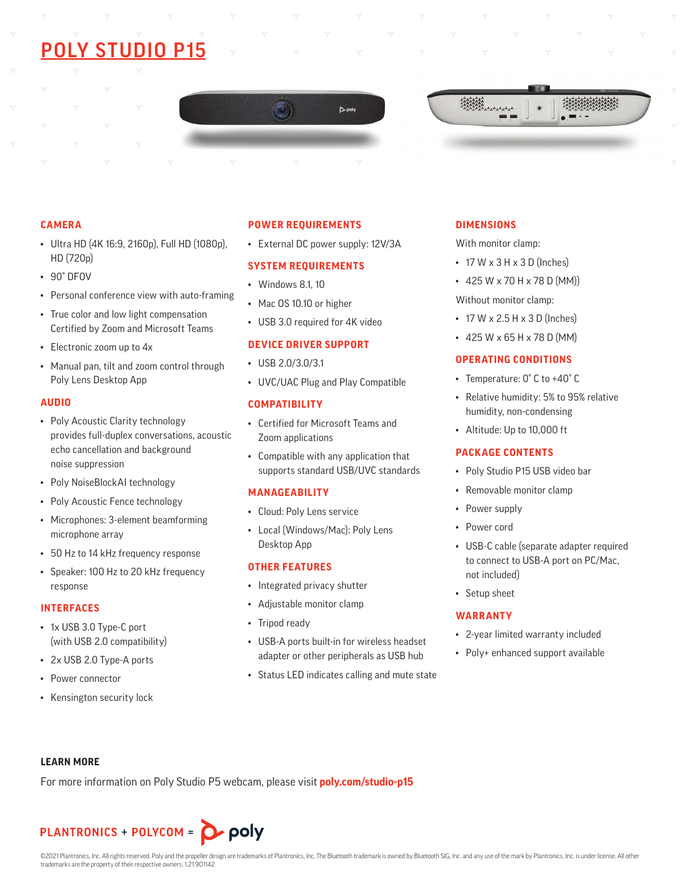# POLY STUDIO P15

## CAMERA

- Ultra HD (4K 16:9, 2160p), Full HD (1080p), HD (720p)
- 90° DFOV
- Personal conference view with auto-framing
- True color and low light compensation Certified by Zoom and Microsoft Teams
- Electronic zoom up to 4x
- Manual pan, tilt and zoom control through Poly Lens Desktop App

## AUDIO

- Poly Acoustic Clarity technology provides full-duplex conversations, acoustic echo cancellation and background noise suppression
- Poly NoiseBlockAI technology
- Poly Acoustic Fence technology
- Microphones: 3-element beamforming microphone array
- 50 Hz to 14 kHz frequency response
- Speaker: 100 Hz to 20 kHz frequency response

## INTERFACES

- 1x USB 3.0 Type-C port (with USB 2.0 compatibility)
- 2x USB 2.0 Type-A ports
- Power connector
- Kensington security lock

## POWER REQUIREMENTS

- External DC power supply: 12V/3A

## SYSTEM REQUIREMENTS

- Windows 8.1, 10
- Mac OS 10.10 or higher
- USB 3.0 required for 4K video

## DEVICE DRIVER SUPPORT

- USB 2.0/3.0/3.1
- UVC/UAC Plug and Play Compatible

## COMPATIBILITY

- Certified for Microsoft Teams and Zoom applications
- Compatible with any application that supports standard USB/UVC standards

## MANAGEABILITY

- Cloud: Poly Lens service
- Local (Windows/Mac): Poly Lens Desktop App

## OTHER FEATURES

- Integrated privacy shutter
- Adjustable monitor clamp
- Tripod ready
- USB-A ports built-in for wireless headset adapter or other peripherals as USB hub
- Status LED indicates calling and mute state

## DIMENSIONS

With monitor clamp:

- 17 W x 3 H x 3 D (Inches)
- 425 W x 70 H x 78 D (MM))

Without monitor clamp:

- 17 W x 2.5 H x 3 D (Inches)
- 425 W x 65 H x 78 D (MM)

## OPERATING CONDITIONS

- Temperature: 0° C to +40° C
- Relative humidity: 5% to 95% relative humidity, non-condensing
- Altitude: Up to 10,000 ft

## PACKAGE CONTENTS

- Poly Studio P15 USB video bar
- Removable monitor clamp
- Power supply
- Power cord
- USB-C cable (separate adapter required to connect to USB-A port on PC/Mac, not included)
- Setup sheet

## WARRANTY

- 2-year limited warranty included
- Poly+ enhanced support available

## LEARN MORE

For more information on Poly Studio P5 webcam, please visit **poly.com/studio-p15**

PLANTRONICS + POLYCOM = poly

©2021 Plantronics, Inc. All rights reserved. Poly and the propeller design are trademarks of Plantronics, Inc. The Bluetooth trademark is owned by Bluetooth SIG, Inc. and any use of the mark by Plantronics, Inc. is under license. All other trademarks are the property of their respective owners. 1.21 901142